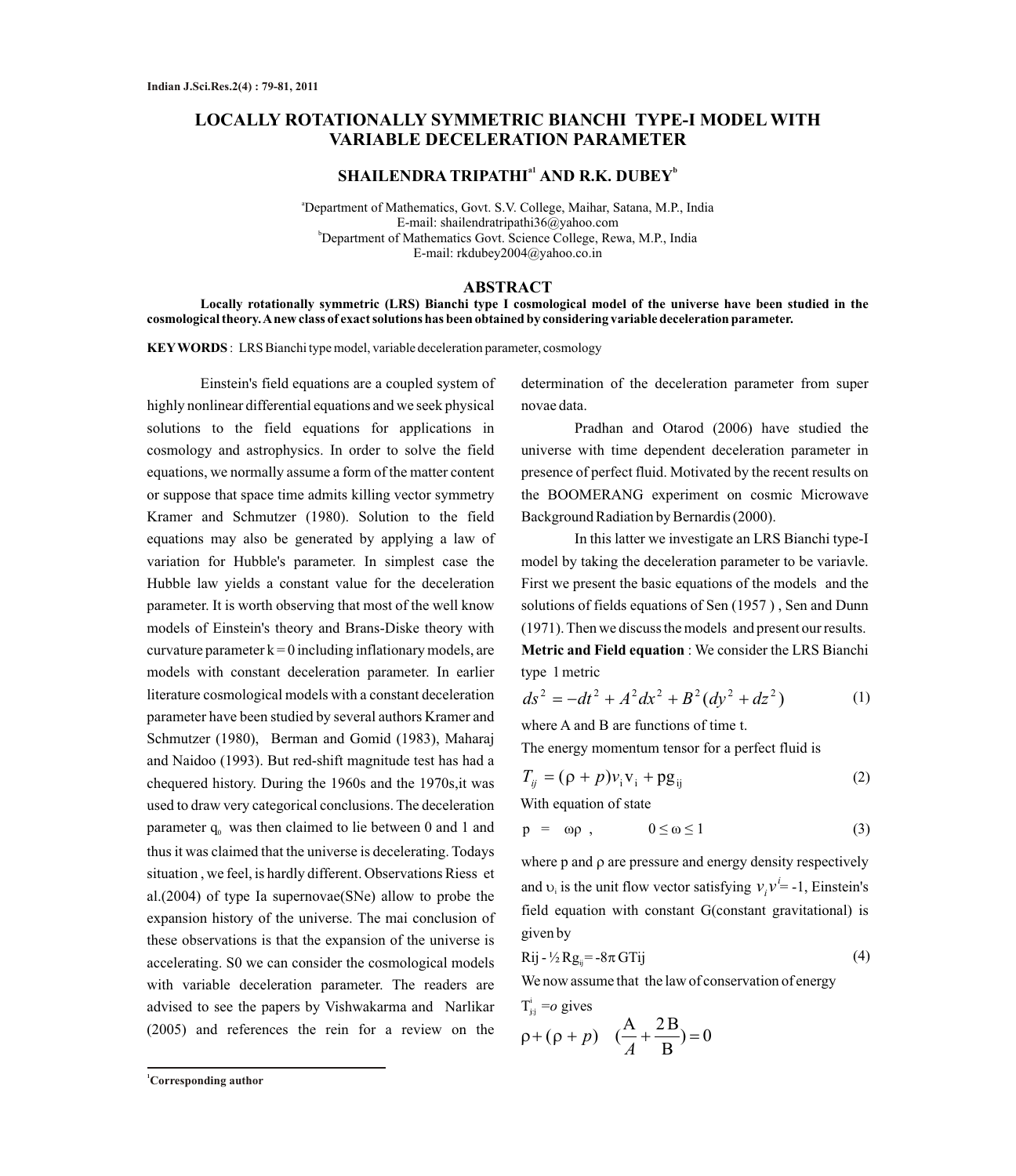# LOCALLY ROTATIONALLY SYMMETRIC BIANCHI TYPE-I MODEL WITH VARIABLE DECELERATION PARAMETER

**SHAILENDRA TRIPATHI[a1] AND R.K. DUBEY[b]**

[a]Department of Mathematics, Govt. S.V. College, Maihar, Satana, M.P., India
E-mail: shailendratripathi36@yahoo.com
[b]Department of Mathematics Govt. Science College, Rewa, M.P., India
E-mail: rkdubey2004@yahoo.co.in

## ABSTRACT

**Locally rotationally symmetric (LRS) Bianchi type I cosmological model of the universe have been studied in the cosmological theory. A new class of exact solutions has been obtained by considering variable deceleration parameter.**

**KEYWORDS**: LRS Bianchi type model, variable deceleration parameter, cosmology

Einstein's field equations are a coupled system of highly nonlinear differential equations and we seek physical solutions to the field equations for applications in cosmology and astrophysics. In order to solve the field equations, we normally assume a form of the matter content or suppose that space time admits killing vector symmetry Kramer and Schmutzer (1980). Solution to the field equations may also be generated by applying a law of variation for Hubble's parameter. In simplest case the Hubble law yields a constant value for the deceleration parameter. It is worth observing that most of the well know models of Einstein's theory and Brans-Diske theory with curvature parameter k = 0 including inflationary models, are models with constant deceleration parameter. In earlier literature cosmological models with a constant deceleration parameter have been studied by several authors Kramer and Schmutzer (1980), Berman and Gomid (1983), Maharaj and Naidoo (1993). But red-shift magnitude test has had a chequered history. During the 1960s and the 1970s,it was used to draw very categorical conclusions. The deceleration parameter $q_0$ was then claimed to lie between 0 and 1 and thus it was claimed that the universe is decelerating. Todays situation , we feel, is hardly different. Observations Riess et al.(2004) of type Ia supernovae(SNe) allow to probe the expansion history of the universe. The mai conclusion of these observations is that the expansion of the universe is accelerating. S0 we can consider the cosmological models with variable deceleration parameter. The readers are advised to see the papers by Vishwakarma and Narlikar (2005) and references the rein for a review on the determination of the deceleration parameter from super novae data.

Pradhan and Otarod (2006) have studied the universe with time dependent deceleration parameter in presence of perfect fluid. Motivated by the recent results on the BOOMERANG experiment on cosmic Microwave Background Radiation by Bernardis (2000).

In this latter we investigate an LRS Bianchi type-I model by taking the deceleration parameter to be variavle. First we present the basic equations of the models and the solutions of fields equations of Sen (1957 ) , Sen and Dunn (1971). Then we discuss the models and present our results.

**Metric and Field equation** : We consider the LRS Bianchi type 1 metric

$$ds^2 = -dt^2 + A^2 dx^2 + B^2(dy^2 + dz^2) \tag{1}$$

where A and B are functions of time t.

The energy momentum tensor for a perfect fluid is

$$T_{ij} = (\rho + p)v_i v_i + p g_{ij} \tag{2}$$

With equation of state

$$p = \omega\rho, \qquad 0 \le \omega \le 1 \tag{3}$$

where p and ρ are pressure and energy density respectively and $\upsilon_i$ is the unit flow vector satisfying $v_i v^i = -1$, Einstein's field equation with constant G(constant gravitational) is given by

$$R_{ij} - \tfrac{1}{2} R g_{ij} = -8\pi G T_{ij} \tag{4}$$

We now assume that the law of conservation of energy

$T^i_{j;i} = o$ gives

$$\rho + (\rho + p) \quad \left(\frac{A}{A} + \frac{2B}{B}\right) = 0$$

[1]Corresponding author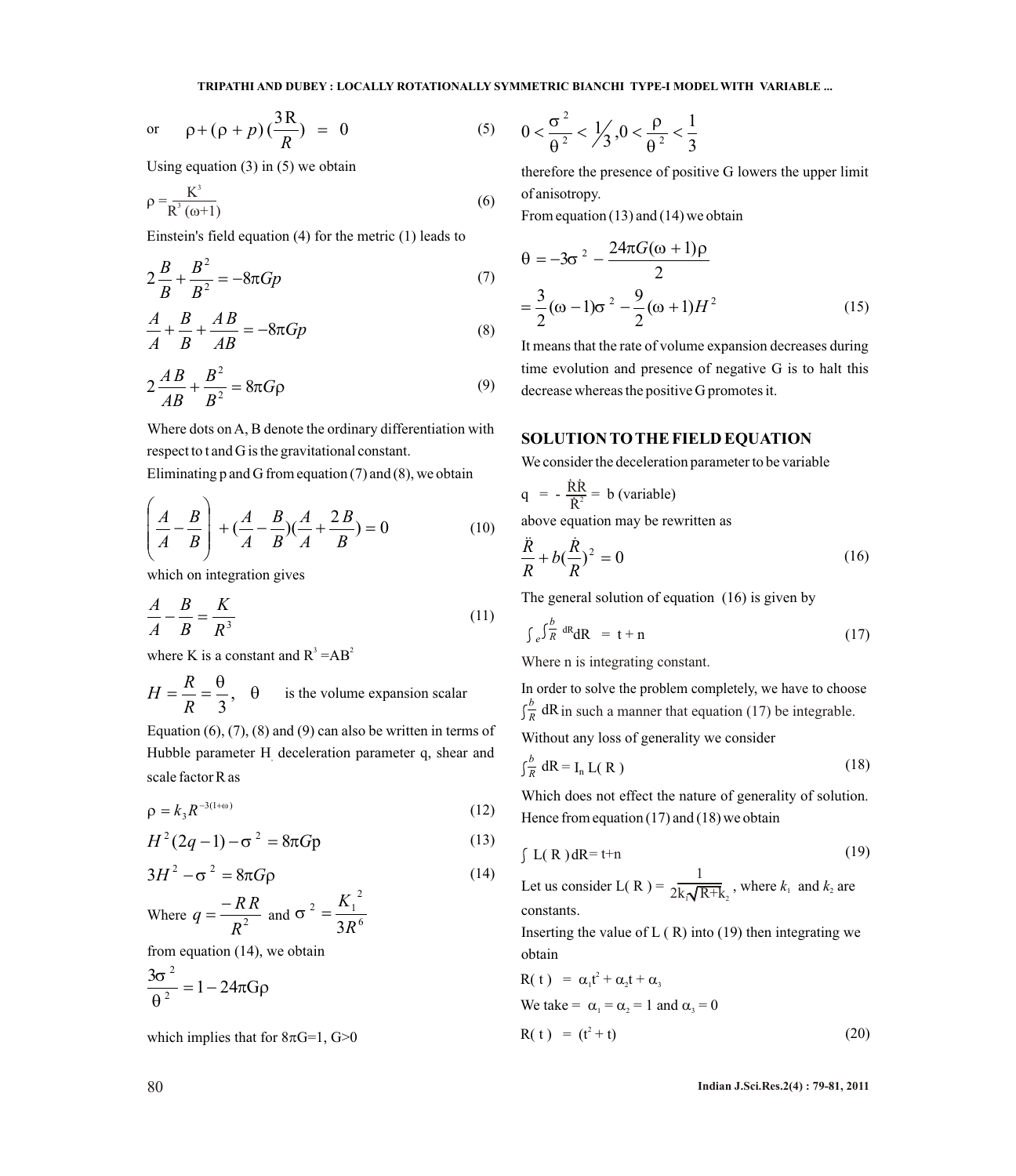or $$\dot{\rho} + (\rho + p)(\frac{3\dot{R}}{R}) = 0 \tag{5}$$

Using equation (3) in (5) we obtain

$$\rho = \frac{K^3}{R^3(\omega+1)} \tag{6}$$

Einstein's field equation (4) for the metric (1) leads to

$$2\frac{\ddot{B}}{B} + \frac{\dot{B}^2}{B^2} = -8\pi G p \tag{7}$$

$$\frac{\ddot{A}}{A} + \frac{\ddot{B}}{B} + \frac{\dot{A}\dot{B}}{AB} = -8\pi G p \tag{8}$$

$$2\frac{\dot{A}\dot{B}}{AB} + \frac{\dot{B}^2}{B^2} = 8\pi G \rho \tag{9}$$

Where dots on A, B denote the ordinary differentiation with respect to t and G is the gravitational constant.

Eliminating p and G from equation (7) and (8), we obtain

$$\left(\frac{\dot{A}}{A} - \frac{\dot{B}}{B}\right)^{\cdot} + \left(\frac{\dot{A}}{A} - \frac{\dot{B}}{B}\right)\left(\frac{\dot{A}}{A} + \frac{2\dot{B}}{B}\right) = 0 \tag{10}$$

which on integration gives

$$\frac{\dot{A}}{A} - \frac{\dot{B}}{B} = \frac{K}{R^3} \tag{11}$$

where K is a constant and $R^3 = AB^2$

$H = \frac{\dot{R}}{R} = \frac{\theta}{3}$, $\theta$ is the volume expansion scalar

Equation (6), (7), (8) and (9) can also be written in terms of Hubble parameter H, deceleration parameter q, shear and scale factor R as

$$\rho = k_3 R^{-3(1+\omega)} \tag{12}$$

$$H^2(2q-1) - \sigma^2 = 8\pi G p \tag{13}$$

$$3H^2 - \sigma^2 = 8\pi G \rho \tag{14}$$

Where $q = \frac{-R\ddot{R}}{\dot{R}^2}$ and $\sigma^2 = \frac{K_1^2}{3R^6}$

from equation (14), we obtain

$$\frac{3\sigma^2}{\theta^2} = 1 - 24\pi G \rho$$

which implies that for $8\pi G = 1$, $G > 0$

$$0 < \frac{\sigma^2}{\theta^2} < 1/3, \quad 0 < \frac{\rho}{\theta^2} < \frac{1}{3}$$

therefore the presence of positive G lowers the upper limit of anisotropy.

From equation (13) and (14) we obtain

$$\dot{\theta} = -3\sigma^2 - \frac{24\pi G(\omega+1)\rho}{2}$$

$$= \frac{3}{2}(\omega - 1)\sigma^2 - \frac{9}{2}(\omega+1)H^2 \tag{15}$$

It means that the rate of volume expansion decreases during time evolution and presence of negative G is to halt this decrease whereas the positive G promotes it.

## SOLUTION TO THE FIELD EQUATION

We consider the deceleration parameter to be variable

$$q = -\frac{\ddot{R}R}{\dot{R}^2} = b \text{ (variable)}$$

above equation may be rewritten as

$$\frac{\ddot{R}}{R} + b\left(\frac{\dot{R}}{R}\right)^2 = 0 \tag{16}$$

The general solution of equation (16) is given by

$$\int e^{\int \frac{b}{R} dR} dR = t + n \tag{17}$$

Where n is integrating constant.

In order to solve the problem completely, we have to choose $\int \frac{b}{R} dR$ in such a manner that equation (17) be integrable.

Without any loss of generality we consider

$$\int \frac{b}{R} dR = I_n L(R) \tag{18}$$

Which does not effect the nature of generality of solution. Hence from equation (17) and (18) we obtain

$$\int L(R)\, dR = t + n \tag{19}$$

Let us consider $L(R) = \frac{1}{2k_1\sqrt{R+k_2}}$, where $k_1$ and $k_2$ are constants.

Inserting the value of L (R) into (19) then integrating we obtain

$$R(t) = \alpha_1 t^2 + \alpha_2 t + \alpha_3$$

We take = $\alpha_1 = \alpha_2 = 1$ and $\alpha_3 = 0$

$$R(t) = (t^2 + t) \tag{20}$$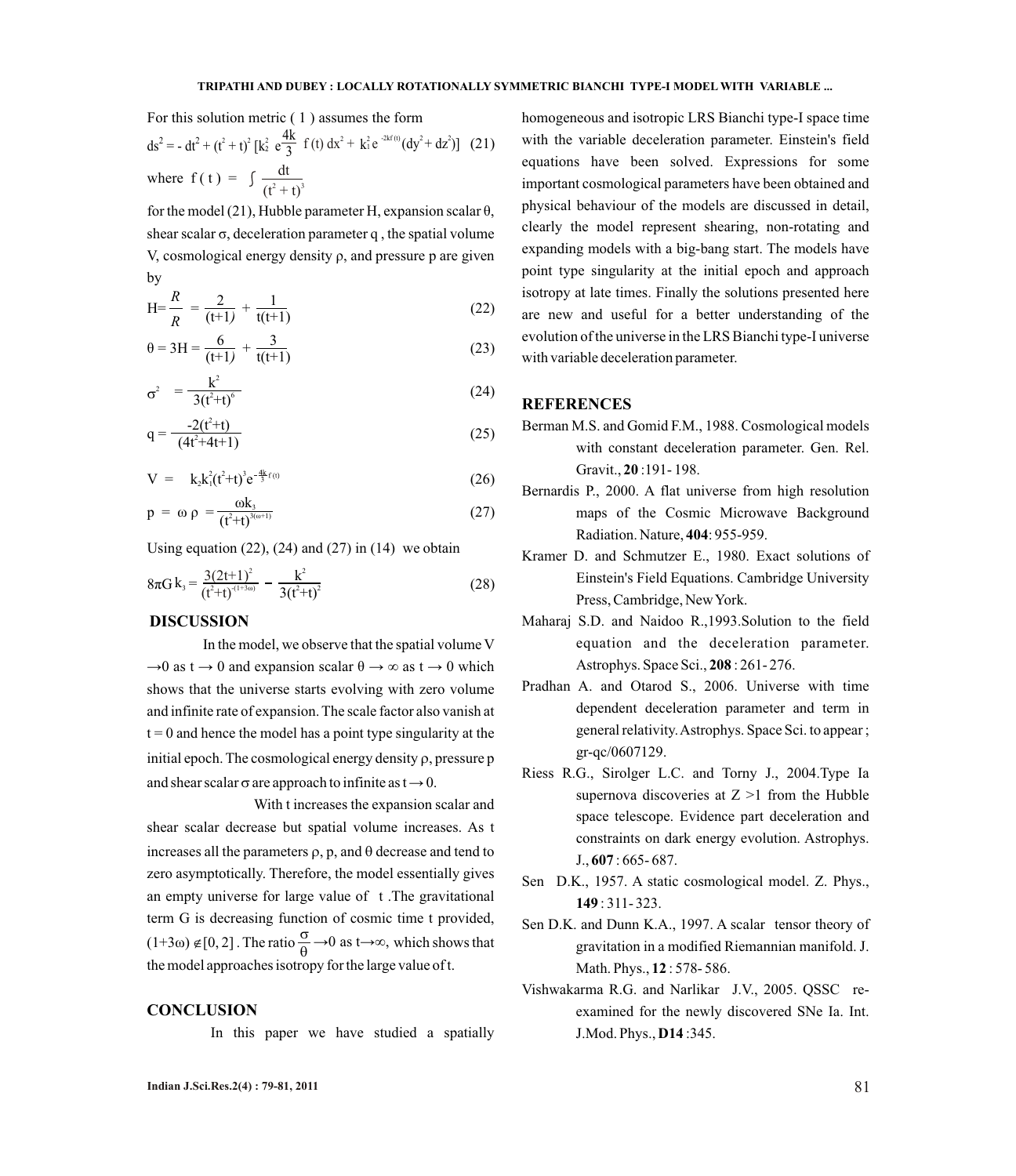For this solution metric ( 1 ) assumes the form

$$ds^2 = -dt^2 + (t^2+t)^2 [k_2^2 \; e^{\frac{4k}{3} f(t)} dx^2 + k_1^2 e^{-2kf(t)} (dy^2 + dz^2)] \quad (21)$$

where $f(t) = \int \frac{dt}{(t^2+t)^3}$

for the model (21), Hubble parameter H, expansion scalar $\theta$, shear scalar $\sigma$, deceleration parameter q , the spatial volume V, cosmological energy density $\rho$, and pressure p are given by

$$H = \frac{\dot{R}}{R} = \frac{2}{(t+1)} + \frac{1}{t(t+1)} \quad (22)$$

$$\theta = 3H = \frac{6}{(t+1)} + \frac{3}{t(t+1)} \quad (23)$$

$$\sigma^2 = \frac{k^2}{3(t^2+t)^6} \quad (24)$$

$$q = \frac{-2(t^2+t)}{(4t^2+4t+1)} \quad (25)$$

$$V = k_2 k_1^2 (t^2+t)^3 e^{-\frac{4k}{3} f(t)} \quad (26)$$

$$p = \omega\rho = \frac{\omega k_3}{(t^2+t)^{3(\omega+1)}} \quad (27)$$

Using equation (22), (24) and (27) in (14) we obtain

$$8\pi G k_3 = \frac{3(2t+1)^2}{(t^2+t)^{-(1+3\omega)}} - \frac{k^2}{3(t^2+t)^2} \quad (28)$$

## DISCUSSION

In the model, we observe that the spatial volume V $\rightarrow 0$ as $t \rightarrow 0$ and expansion scalar $\theta \rightarrow \infty$ as $t \rightarrow 0$ which shows that the universe starts evolving with zero volume and infinite rate of expansion. The scale factor also vanish at t = 0 and hence the model has a point type singularity at the initial epoch. The cosmological energy density $\rho$, pressure p and shear scalar $\sigma$ are approach to infinite as $t \rightarrow 0$.

With t increases the expansion scalar and shear scalar decrease but spatial volume increases. As t increases all the parameters $\rho$, p, and $\theta$ decrease and tend to zero asymptotically. Therefore, the model essentially gives an empty universe for large value of t .The gravitational term G is decreasing function of cosmic time t provided, $(1+3\omega) \notin [0, 2]$ . The ratio $\frac{\sigma}{\theta} \rightarrow 0$ as $t \rightarrow \infty$, which shows that the model approaches isotropy for the large value of t.

## CONCLUSION

In this paper we have studied a spatially homogeneous and isotropic LRS Bianchi type-I space time with the variable deceleration parameter. Einstein's field equations have been solved. Expressions for some important cosmological parameters have been obtained and physical behaviour of the models are discussed in detail, clearly the model represent shearing, non-rotating and expanding models with a big-bang start. The models have point type singularity at the initial epoch and approach isotropy at late times. Finally the solutions presented here are new and useful for a better understanding of the evolution of the universe in the LRS Bianchi type-I universe with variable deceleration parameter.

## REFERENCES

Berman M.S. and Gomid F.M., 1988. Cosmological models with constant deceleration parameter. Gen. Rel. Gravit., **20** :191- 198.

Bernardis P., 2000. A flat universe from high resolution maps of the Cosmic Microwave Background Radiation. Nature, **404**: 955-959.

Kramer D. and Schmutzer E., 1980. Exact solutions of Einstein's Field Equations. Cambridge University Press, Cambridge, New York.

Maharaj S.D. and Naidoo R.,1993.Solution to the field equation and the deceleration parameter. Astrophys. Space Sci., **208** : 261- 276.

Pradhan A. and Otarod S., 2006. Universe with time dependent deceleration parameter and term in general relativity. Astrophys. Space Sci. to appear ; gr-qc/0607129.

Riess R.G., Sirolger L.C. and Torny J., 2004.Type Ia supernova discoveries at Z >1 from the Hubble space telescope. Evidence part deceleration and constraints on dark energy evolution. Astrophys. J., **607** : 665- 687.

Sen D.K., 1957. A static cosmological model. Z. Phys., **149** : 311- 323.

Sen D.K. and Dunn K.A., 1997. A scalar tensor theory of gravitation in a modified Riemannian manifold. J. Math. Phys., **12** : 578- 586.

Vishwakarma R.G. and Narlikar J.V., 2005. QSSC re-examined for the newly discovered SNe Ia. Int. J.Mod. Phys., **D14** :345.